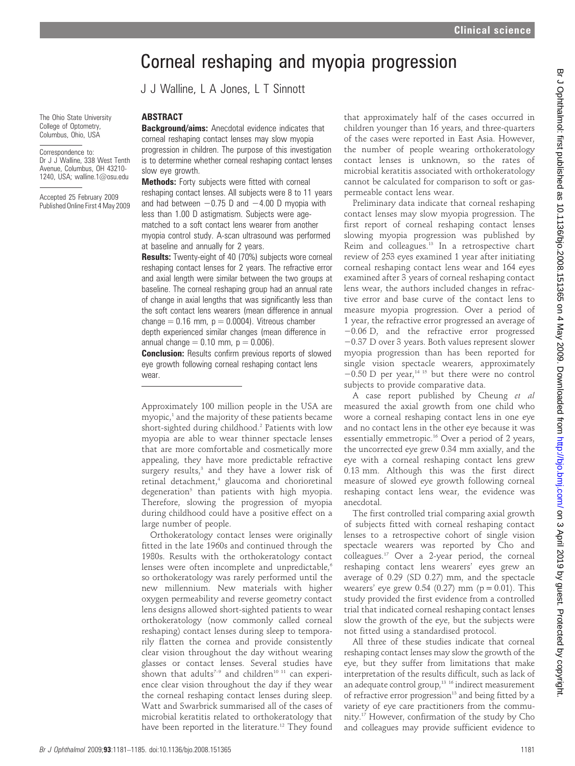# Corneal reshaping and myopia progression

J J Walline, L A Jones, L T Sinnott

The Ohio State University College of Optometry, Columbus, Ohio, USA

Correspondence to: Dr J J Walline, 338 West Tenth Avenue, Columbus, OH 43210-1240, USA; walline.1@osu.edu

Accepted 25 February 2009
Published Online First 4 May 2009

## ABSTRACT

**Background/aims:** Anecdotal evidence indicates that corneal reshaping contact lenses may slow myopia progression in children. The purpose of this investigation is to determine whether corneal reshaping contact lenses slow eye growth.

**Methods:** Forty subjects were fitted with corneal reshaping contact lenses. All subjects were 8 to 11 years and had between −0.75 D and −4.00 D myopia with less than 1.00 D astigmatism. Subjects were age-matched to a soft contact lens wearer from another myopia control study. A-scan ultrasound was performed at baseline and annually for 2 years.

**Results:** Twenty-eight of 40 (70%) subjects wore corneal reshaping contact lenses for 2 years. The refractive error and axial length were similar between the two groups at baseline. The corneal reshaping group had an annual rate of change in axial lengths that was significantly less than the soft contact lens wearers (mean difference in annual change = 0.16 mm, $p = 0.0004$). Vitreous chamber depth experienced similar changes (mean difference in annual change = 0.10 mm, $p = 0.006$).

**Conclusion:** Results confirm previous reports of slowed eye growth following corneal reshaping contact lens wear.

Approximately 100 million people in the USA are myopic,[1] and the majority of these patients became short-sighted during childhood.[2] Patients with low myopia are able to wear thinner spectacle lenses that are more comfortable and cosmetically more appealing, they have more predictable refractive surgery results,[3] and they have a lower risk of retinal detachment,[4] glaucoma and chorioretinal degeneration[5] than patients with high myopia. Therefore, slowing the progression of myopia during childhood could have a positive effect on a large number of people.

Orthokeratology contact lenses were originally fitted in the late 1960s and continued through the 1980s. Results with the orthokeratology contact lenses were often incomplete and unpredictable,[6] so orthokeratology was rarely performed until the new millennium. New materials with higher oxygen permeability and reverse geometry contact lens designs allowed short-sighted patients to wear orthokeratology (now commonly called corneal reshaping) contact lenses during sleep to temporarily flatten the cornea and provide consistently clear vision throughout the day without wearing glasses or contact lenses. Several studies have shown that adults[7–9] and children[10 11] can experience clear vision throughout the day if they wear the corneal reshaping contact lenses during sleep. Watt and Swarbrick summarised all of the cases of microbial keratitis related to orthokeratology that have been reported in the literature.[12] They found that approximately half of the cases occurred in children younger than 16 years, and three-quarters of the cases were reported in East Asia. However, the number of people wearing orthokeratology contact lenses is unknown, so the rates of microbial keratitis associated with orthokeratology cannot be calculated for comparison to soft or gas-permeable contact lens wear.

Preliminary data indicate that corneal reshaping contact lenses may slow myopia progression. The first report of corneal reshaping contact lenses slowing myopia progression was published by Reim and colleagues.[13] In a retrospective chart review of 253 eyes examined 1 year after initiating corneal reshaping contact lens wear and 164 eyes examined after 3 years of corneal reshaping contact lens wear, the authors included changes in refractive error and base curve of the contact lens to measure myopia progression. Over a period of 1 year, the refractive error progressed an average of −0.06 D, and the refractive error progressed −0.37 D over 3 years. Both values represent slower myopia progression than has been reported for single vision spectacle wearers, approximately −0.50 D per year,[14 15] but there were no control subjects to provide comparative data.

A case report published by Cheung *et al* measured the axial growth from one child who wore a corneal reshaping contact lens in one eye and no contact lens in the other eye because it was essentially emmetropic.[16] Over a period of 2 years, the uncorrected eye grew 0.34 mm axially, and the eye with a corneal reshaping contact lens grew 0.13 mm. Although this was the first direct measure of slowed eye growth following corneal reshaping contact lens wear, the evidence was anecdotal.

The first controlled trial comparing axial growth of subjects fitted with corneal reshaping contact lenses to a retrospective cohort of single vision spectacle wearers was reported by Cho and colleagues.[17] Over a 2-year period, the corneal reshaping contact lens wearers' eyes grew an average of 0.29 (SD 0.27) mm, and the spectacle wearers' eye grew 0.54 (0.27) mm ($p = 0.01$). This study provided the first evidence from a controlled trial that indicated corneal reshaping contact lenses slow the growth of the eye, but the subjects were not fitted using a standardised protocol.

All three of these studies indicate that corneal reshaping contact lenses may slow the growth of the eye, but they suffer from limitations that make interpretation of the results difficult, such as lack of an adequate control group,[13 16] indirect measurement of refractive error progression[13] and being fitted by a variety of eye care practitioners from the community.[17] However, confirmation of the study by Cho and colleagues may provide sufficient evidence to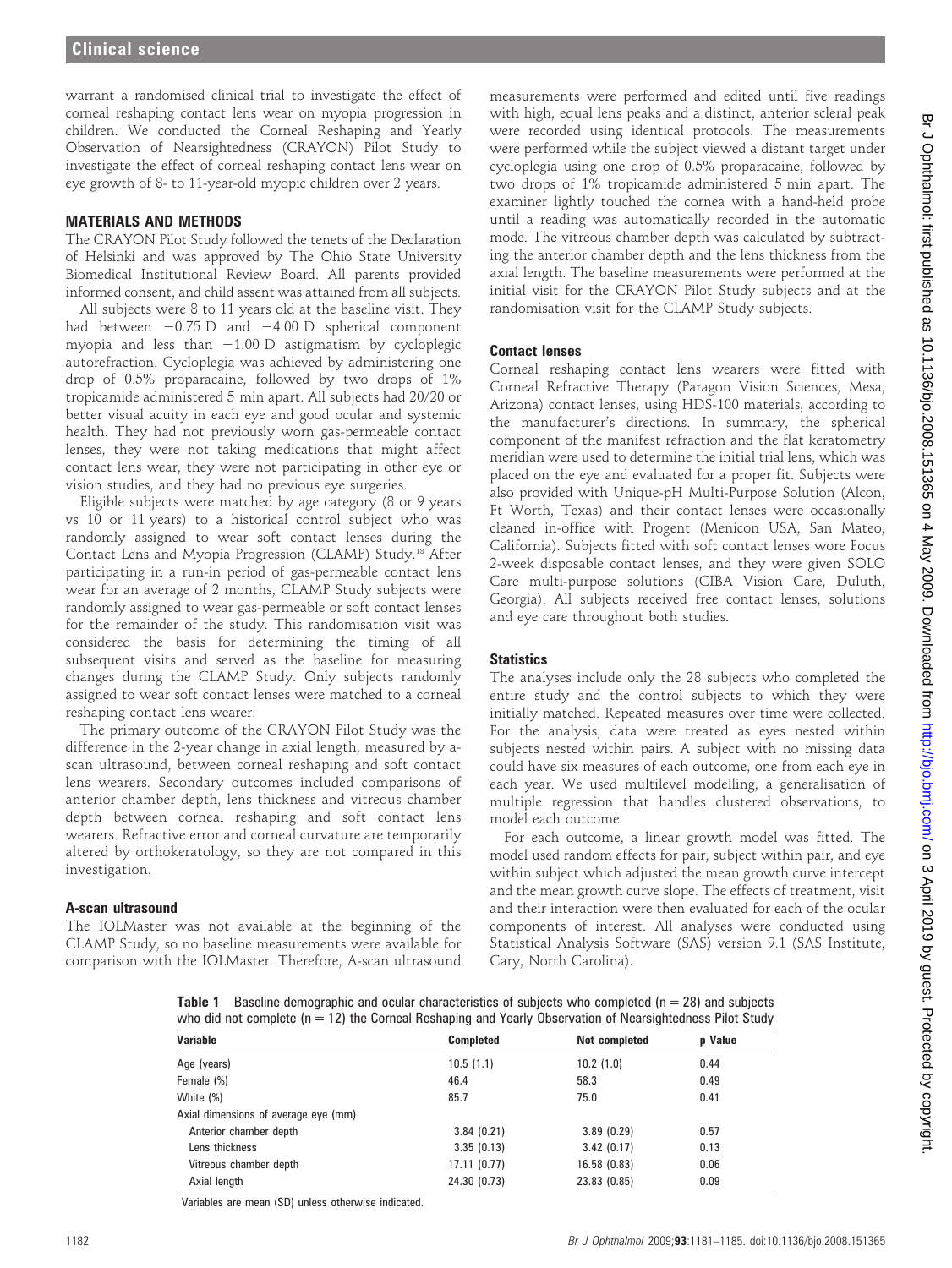warrant a randomised clinical trial to investigate the effect of corneal reshaping contact lens wear on myopia progression in children. We conducted the Corneal Reshaping and Yearly Observation of Nearsightedness (CRAYON) Pilot Study to investigate the effect of corneal reshaping contact lens wear on eye growth of 8- to 11-year-old myopic children over 2 years.

## MATERIALS AND METHODS

The CRAYON Pilot Study followed the tenets of the Declaration of Helsinki and was approved by The Ohio State University Biomedical Institutional Review Board. All parents provided informed consent, and child assent was attained from all subjects.

All subjects were 8 to 11 years old at the baseline visit. They had between −0.75 D and −4.00 D spherical component myopia and less than −1.00 D astigmatism by cycloplegic autorefraction. Cycloplegia was achieved by administering one drop of 0.5% proparacaine, followed by two drops of 1% tropicamide administered 5 min apart. All subjects had 20/20 or better visual acuity in each eye and good ocular and systemic health. They had not previously worn gas-permeable contact lenses, they were not taking medications that might affect contact lens wear, they were not participating in other eye or vision studies, and they had no previous eye surgeries.

Eligible subjects were matched by age category (8 or 9 years vs 10 or 11 years) to a historical control subject who was randomly assigned to wear soft contact lenses during the Contact Lens and Myopia Progression (CLAMP) Study.[18] After participating in a run-in period of gas-permeable contact lens wear for an average of 2 months, CLAMP Study subjects were randomly assigned to wear gas-permeable or soft contact lenses for the remainder of the study. This randomisation visit was considered the basis for determining the timing of all subsequent visits and served as the baseline for measuring changes during the CLAMP Study. Only subjects randomly assigned to wear soft contact lenses were matched to a corneal reshaping contact lens wearer.

The primary outcome of the CRAYON Pilot Study was the difference in the 2-year change in axial length, measured by a-scan ultrasound, between corneal reshaping and soft contact lens wearers. Secondary outcomes included comparisons of anterior chamber depth, lens thickness and vitreous chamber depth between corneal reshaping and soft contact lens wearers. Refractive error and corneal curvature are temporarily altered by orthokeratology, so they are not compared in this investigation.

### A-scan ultrasound

The IOLMaster was not available at the beginning of the CLAMP Study, so no baseline measurements were available for comparison with the IOLMaster. Therefore, A-scan ultrasound measurements were performed and edited until five readings with high, equal lens peaks and a distinct, anterior scleral peak were recorded using identical protocols. The measurements were performed while the subject viewed a distant target under cycloplegia using one drop of 0.5% proparacaine, followed by two drops of 1% tropicamide administered 5 min apart. The examiner lightly touched the cornea with a hand-held probe until a reading was automatically recorded in the automatic mode. The vitreous chamber depth was calculated by subtracting the anterior chamber depth and the lens thickness from the axial length. The baseline measurements were performed at the initial visit for the CRAYON Pilot Study subjects and at the randomisation visit for the CLAMP Study subjects.

### Contact lenses

Corneal reshaping contact lens wearers were fitted with Corneal Refractive Therapy (Paragon Vision Sciences, Mesa, Arizona) contact lenses, using HDS-100 materials, according to the manufacturer's directions. In summary, the spherical component of the manifest refraction and the flat keratometry meridian were used to determine the initial trial lens, which was placed on the eye and evaluated for a proper fit. Subjects were also provided with Unique-pH Multi-Purpose Solution (Alcon, Ft Worth, Texas) and their contact lenses were occasionally cleaned in-office with Progent (Menicon USA, San Mateo, California). Subjects fitted with soft contact lenses wore Focus 2-week disposable contact lenses, and they were given SOLO Care multi-purpose solutions (CIBA Vision Care, Duluth, Georgia). All subjects received free contact lenses, solutions and eye care throughout both studies.

### Statistics

The analyses include only the 28 subjects who completed the entire study and the control subjects to which they were initially matched. Repeated measures over time were collected. For the analysis, data were treated as eyes nested within subjects nested within pairs. A subject with no missing data could have six measures of each outcome, one from each eye in each year. We used multilevel modelling, a generalisation of multiple regression that handles clustered observations, to model each outcome.

For each outcome, a linear growth model was fitted. The model used random effects for pair, subject within pair, and eye within subject which adjusted the mean growth curve intercept and the mean growth curve slope. The effects of treatment, visit and their interaction were then evaluated for each of the ocular components of interest. All analyses were conducted using Statistical Analysis Software (SAS) version 9.1 (SAS Institute, Cary, North Carolina).

**Table 1** Baseline demographic and ocular characteristics of subjects who completed ($n = 28$) and subjects who did not complete ($n = 12$) the Corneal Reshaping and Yearly Observation of Nearsightedness Pilot Study

| Variable | Completed | Not completed | p Value |
|---|---|---|---|
| Age (years) | 10.5 (1.1) | 10.2 (1.0) | 0.44 |
| Female (%) | 46.4 | 58.3 | 0.49 |
| White (%) | 85.7 | 75.0 | 0.41 |
| Axial dimensions of average eye (mm) | | | |
| Anterior chamber depth | 3.84 (0.21) | 3.89 (0.29) | 0.57 |
| Lens thickness | 3.35 (0.13) | 3.42 (0.17) | 0.13 |
| Vitreous chamber depth | 17.11 (0.77) | 16.58 (0.83) | 0.06 |
| Axial length | 24.30 (0.73) | 23.83 (0.85) | 0.09 |

Variables are mean (SD) unless otherwise indicated.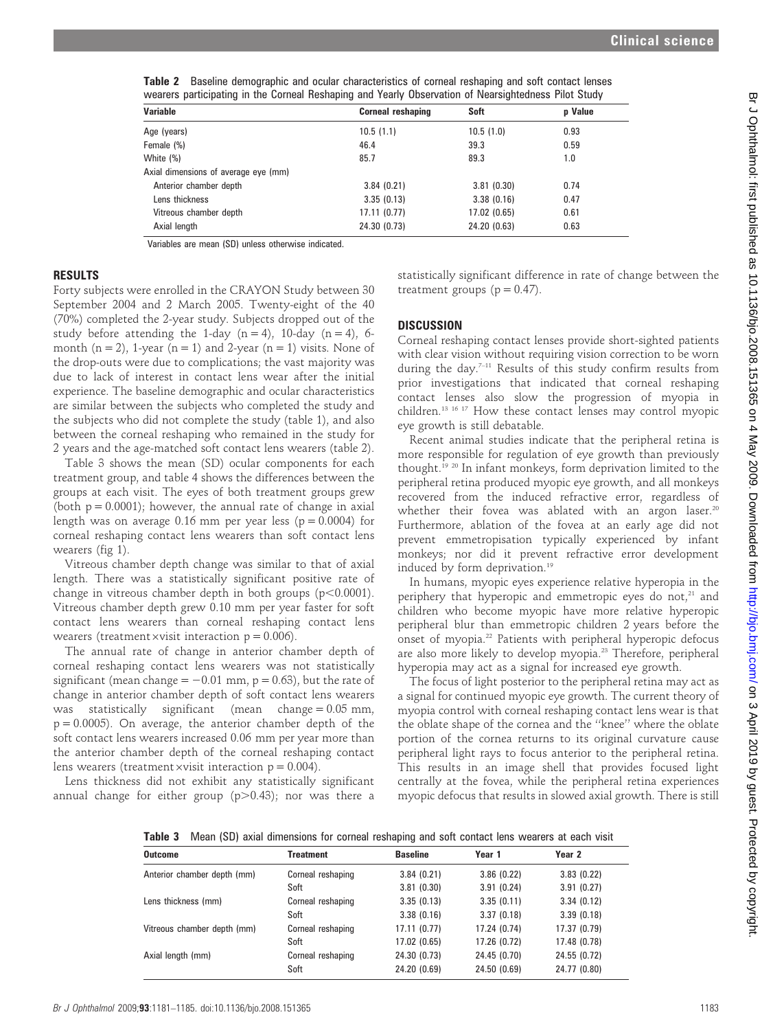**Table 2** Baseline demographic and ocular characteristics of corneal reshaping and soft contact lenses wearers participating in the Corneal Reshaping and Yearly Observation of Nearsightedness Pilot Study

| Variable | Corneal reshaping | Soft | p Value |
|---|---|---|---|
| Age (years) | 10.5 (1.1) | 10.5 (1.0) | 0.93 |
| Female (%) | 46.4 | 39.3 | 0.59 |
| White (%) | 85.7 | 89.3 | 1.0 |
| Axial dimensions of average eye (mm) | | | |
| Anterior chamber depth | 3.84 (0.21) | 3.81 (0.30) | 0.74 |
| Lens thickness | 3.35 (0.13) | 3.38 (0.16) | 0.47 |
| Vitreous chamber depth | 17.11 (0.77) | 17.02 (0.65) | 0.61 |
| Axial length | 24.30 (0.73) | 24.20 (0.63) | 0.63 |

Variables are mean (SD) unless otherwise indicated.

## RESULTS

Forty subjects were enrolled in the CRAYON Study between 30 September 2004 and 2 March 2005. Twenty-eight of the 40 (70%) completed the 2-year study. Subjects dropped out of the study before attending the 1-day (n = 4), 10-day (n = 4), 6-month (n = 2), 1-year (n = 1) and 2-year (n = 1) visits. None of the drop-outs were due to complications; the vast majority was due to lack of interest in contact lens wear after the initial experience. The baseline demographic and ocular characteristics are similar between the subjects who completed the study and the subjects who did not complete the study (table 1), and also between the corneal reshaping who remained in the study for 2 years and the age-matched soft contact lens wearers (table 2).

Table 3 shows the mean (SD) ocular components for each treatment group, and table 4 shows the differences between the groups at each visit. The eyes of both treatment groups grew (both p = 0.0001); however, the annual rate of change in axial length was on average 0.16 mm per year less (p = 0.0004) for corneal reshaping contact lens wearers than soft contact lens wearers (fig 1).

Vitreous chamber depth change was similar to that of axial length. There was a statistically significant positive rate of change in vitreous chamber depth in both groups ($p<0.0001$). Vitreous chamber depth grew 0.10 mm per year faster for soft contact lens wearers than corneal reshaping contact lens wearers (treatment×visit interaction p = 0.006).

The annual rate of change in anterior chamber depth of corneal reshaping contact lens wearers was not statistically significant (mean change = −0.01 mm, p = 0.63), but the rate of change in anterior chamber depth of soft contact lens wearers was statistically significant (mean change = 0.05 mm, p = 0.0005). On average, the anterior chamber depth of the soft contact lens wearers increased 0.06 mm per year more than the anterior chamber depth of the corneal reshaping contact lens wearers (treatment×visit interaction p = 0.004).

Lens thickness did not exhibit any statistically significant annual change for either group ($p>0.43$); nor was there a statistically significant difference in rate of change between the treatment groups (p = 0.47).

## DISCUSSION

Corneal reshaping contact lenses provide short-sighted patients with clear vision without requiring vision correction to be worn during the day.[7–11] Results of this study confirm results from prior investigations that indicated that corneal reshaping contact lenses also slow the progression of myopia in children.[13 16 17] How these contact lenses may control myopic eye growth is still debatable.

Recent animal studies indicate that the peripheral retina is more responsible for regulation of eye growth than previously thought.[19 20] In infant monkeys, form deprivation limited to the peripheral retina produced myopic eye growth, and all monkeys recovered from the induced refractive error, regardless of whether their fovea was ablated with an argon laser.[20] Furthermore, ablation of the fovea at an early age did not prevent emmetropisation typically experienced by infant monkeys; nor did it prevent refractive error development induced by form deprivation.[19]

In humans, myopic eyes experience relative hyperopia in the periphery that hyperopic and emmetropic eyes do not,[21] and children who become myopic have more relative hyperopic peripheral blur than emmetropic children 2 years before the onset of myopia.[22] Patients with peripheral hyperopic defocus are also more likely to develop myopia.[23] Therefore, peripheral hyperopia may act as a signal for increased eye growth.

The focus of light posterior to the peripheral retina may act as a signal for continued myopic eye growth. The current theory of myopia control with corneal reshaping contact lens wear is that the oblate shape of the cornea and the "knee" where the oblate portion of the cornea returns to its original curvature cause peripheral light rays to focus anterior to the peripheral retina. This results in an image shell that provides focused light centrally at the fovea, while the peripheral retina experiences myopic defocus that results in slowed axial growth. There is still

**Table 3** Mean (SD) axial dimensions for corneal reshaping and soft contact lens wearers at each visit

| Outcome | Treatment | Baseline | Year 1 | Year 2 |
|---|---|---|---|---|
| Anterior chamber depth (mm) | Corneal reshaping | 3.84 (0.21) | 3.86 (0.22) | 3.83 (0.22) |
| | Soft | 3.81 (0.30) | 3.91 (0.24) | 3.91 (0.27) |
| Lens thickness (mm) | Corneal reshaping | 3.35 (0.13) | 3.35 (0.11) | 3.34 (0.12) |
| | Soft | 3.38 (0.16) | 3.37 (0.18) | 3.39 (0.18) |
| Vitreous chamber depth (mm) | Corneal reshaping | 17.11 (0.77) | 17.24 (0.74) | 17.37 (0.79) |
| | Soft | 17.02 (0.65) | 17.26 (0.72) | 17.48 (0.78) |
| Axial length (mm) | Corneal reshaping | 24.30 (0.73) | 24.45 (0.70) | 24.55 (0.72) |
| | Soft | 24.20 (0.69) | 24.50 (0.69) | 24.77 (0.80) |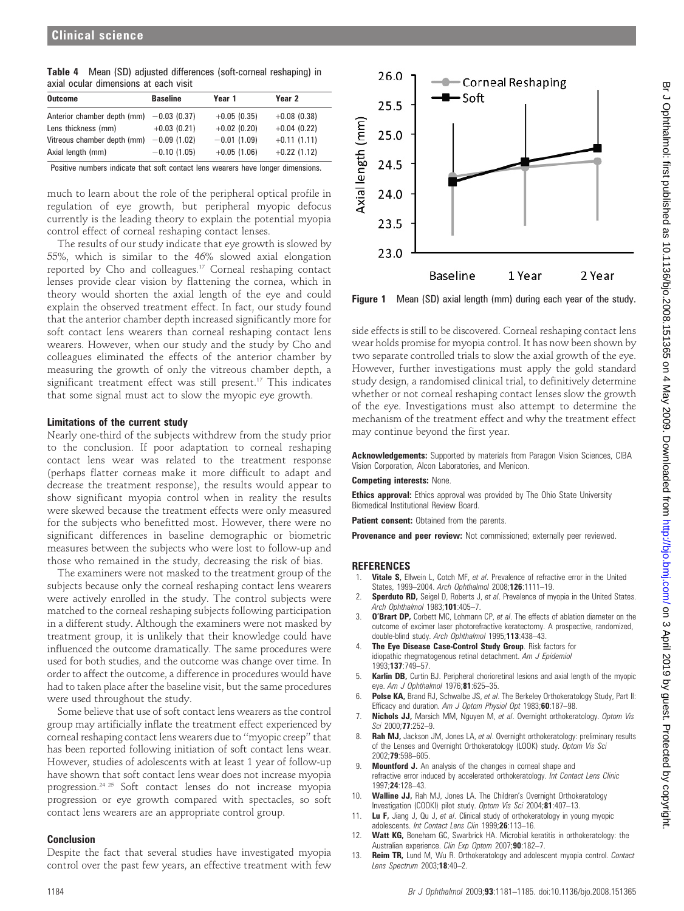**Table 4** Mean (SD) adjusted differences (soft-corneal reshaping) in axial ocular dimensions at each visit

| Outcome | Baseline | Year 1 | Year 2 |
|---|---|---|---|
| Anterior chamber depth (mm) | −0.03 (0.37) | +0.05 (0.35) | +0.08 (0.38) |
| Lens thickness (mm) | +0.03 (0.21) | +0.02 (0.20) | +0.04 (0.22) |
| Vitreous chamber depth (mm) | −0.09 (1.02) | −0.01 (1.09) | +0.11 (1.11) |
| Axial length (mm) | −0.10 (1.05) | +0.05 (1.06) | +0.22 (1.12) |

Positive numbers indicate that soft contact lens wearers have longer dimensions.

much to learn about the role of the peripheral optical profile in regulation of eye growth, but peripheral myopic defocus currently is the leading theory to explain the potential myopia control effect of corneal reshaping contact lenses.

The results of our study indicate that eye growth is slowed by 55%, which is similar to the 46% slowed axial elongation reported by Cho and colleagues.[17] Corneal reshaping contact lenses provide clear vision by flattening the cornea, which in theory would shorten the axial length of the eye and could explain the observed treatment effect. In fact, our study found that the anterior chamber depth increased significantly more for soft contact lens wearers than corneal reshaping contact lens wearers. However, when our study and the study by Cho and colleagues eliminated the effects of the anterior chamber by measuring the growth of only the vitreous chamber depth, a significant treatment effect was still present.[17] This indicates that some signal must act to slow the myopic eye growth.

### Limitations of the current study

Nearly one-third of the subjects withdrew from the study prior to the conclusion. If poor adaptation to corneal reshaping contact lens wear was related to the treatment response (perhaps flatter corneas make it more difficult to adapt and decrease the treatment response), the results would appear to show significant myopia control when in reality the results were skewed because the treatment effects were only measured for the subjects who benefitted most. However, there were no significant differences in baseline demographic or biometric measures between the subjects who were lost to follow-up and those who remained in the study, decreasing the risk of bias.

The examiners were not masked to the treatment group of the subjects because only the corneal reshaping contact lens wearers were actively enrolled in the study. The control subjects were matched to the corneal reshaping subjects following participation in a different study. Although the examiners were not masked by treatment group, it is unlikely that their knowledge could have influenced the outcome dramatically. The same procedures were used for both studies, and the outcome was change over time. In order to affect the outcome, a difference in procedures would have had to taken place after the baseline visit, but the same procedures were used throughout the study.

Some believe that use of soft contact lens wearers as the control group may artificially inflate the treatment effect experienced by corneal reshaping contact lens wearers due to "myopic creep" that has been reported following initiation of soft contact lens wear. However, studies of adolescents with at least 1 year of follow-up have shown that soft contact lens wear does not increase myopia progression.[24 25] Soft contact lenses do not increase myopia progression or eye growth compared with spectacles, so soft contact lens wearers are an appropriate control group.

### Conclusion

Despite the fact that several studies have investigated myopia control over the past few years, an effective treatment with few side effects is still to be discovered. Corneal reshaping contact lens wear holds promise for myopia control. It has now been shown by two separate controlled trials to slow the axial growth of the eye. However, further investigations must apply the gold standard study design, a randomised clinical trial, to definitively determine whether or not corneal reshaping contact lenses slow the growth of the eye. Investigations must also attempt to determine the mechanism of the treatment effect and why the treatment effect may continue beyond the first year.

**Figure 1** Mean (SD) axial length (mm) during each year of the study.

**Acknowledgements:** Supported by materials from Paragon Vision Sciences, CIBA Vision Corporation, Alcon Laboratories, and Menicon.

**Competing interests:** None.

**Ethics approval:** Ethics approval was provided by The Ohio State University Biomedical Institutional Review Board.

**Patient consent:** Obtained from the parents.

**Provenance and peer review:** Not commissioned; externally peer reviewed.

## REFERENCES

1. **Vitale S,** Ellwein L, Cotch MF, *et al*. Prevalence of refractive error in the United States, 1999–2004. *Arch Ophthalmol* 2008;**126**:1111–19.
2. **Sperduto RD,** Seigel D, Roberts J, *et al*. Prevalence of myopia in the United States. *Arch Ophthalmol* 1983;**101**:405–7.
3. **O'Brart DP,** Corbett MC, Lohmann CP, *et al*. The effects of ablation diameter on the outcome of excimer laser photorefractive keratectomy. A prospective, randomized, double-blind study. *Arch Ophthalmol* 1995;**113**:438–43.
4. **The Eye Disease Case-Control Study Group**. Risk factors for idiopathic rhegmatogenous retinal detachment. *Am J Epidemiol* 1993;**137**:749–57.
5. **Karlin DB,** Curtin BJ. Peripheral chorioretinal lesions and axial length of the myopic eye. *Am J Ophthalmol* 1976;**81**:625–35.
6. **Polse KA,** Brand RJ, Schwalbe JS, *et al*. The Berkeley Orthokeratology Study, Part II: Efficacy and duration. *Am J Optom Physiol Opt* 1983;**60**:187–98.
7. **Nichols JJ,** Marsich MM, Nguyen M, *et al*. Overnight orthokeratology. *Optom Vis Sci* 2000;**77**:252–9.
8. **Rah MJ,** Jackson JM, Jones LA, *et al*. Overnight orthokeratology: preliminary results of the Lenses and Overnight Orthokeratology (LOOK) study. *Optom Vis Sci* 2002;**79**:598–605.
9. **Mountford J.** An analysis of the changes in corneal shape and refractive error induced by accelerated orthokeratology. *Int Contact Lens Clinic* 1997;**24**:128–43.
10. **Walline JJ,** Rah MJ, Jones LA. The Children's Overnight Orthokeratology Investigation (COOKI) pilot study. *Optom Vis Sci* 2004;**81**:407–13.
11. **Lu F,** Jiang J, Qu J, *et al*. Clinical study of orthokeratology in young myopic adolescents. *Int Contact Lens Clin* 1999;**26**:113–16.
12. **Watt KG,** Boneham GC, Swarbrick HA. Microbial keratitis in orthokeratology: the Australian experience. *Clin Exp Optom* 2007;**90**:182–7.
13. **Reim TR,** Lund M, Wu R. Orthokeratology and adolescent myopia control. *Contact Lens Spectrum* 2003;**18**:40–2.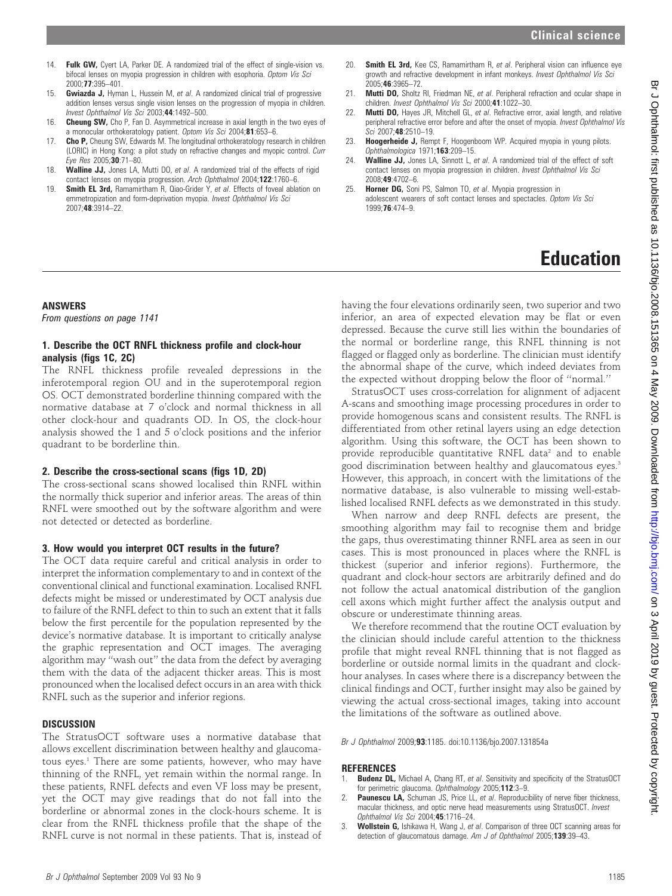14. **Fulk GW,** Cyert LA, Parker DE. A randomized trial of the effect of single-vision vs. bifocal lenses on myopia progression in children with esophoria. *Optom Vis Sci* 2000;**77**:395–401.
15. **Gwiazda J,** Hyman L, Hussein M, *et al*. A randomized clinical trial of progressive addition lenses versus single vision lenses on the progression of myopia in children. *Invest Ophthalmol Vis Sci* 2003;**44**:1492–500.
16. **Cheung SW,** Cho P, Fan D. Asymmetrical increase in axial length in the two eyes of a monocular orthokeratology patient. *Optom Vis Sci* 2004;**81**:653–6.
17. **Cho P,** Cheung SW, Edwards M. The longitudinal orthokeratology research in children (LORIC) in Hong Kong: a pilot study on refractive changes and myopic control. *Curr Eye Res* 2005;**30**:71–80.
18. **Walline JJ,** Jones LA, Mutti DO, *et al*. A randomized trial of the effects of rigid contact lenses on myopia progression. *Arch Ophthalmol* 2004;**122**:1760–6.
19. **Smith EL 3rd,** Ramamirtham R, Qiao-Grider Y, *et al*. Effects of foveal ablation on emmetropization and form-deprivation myopia. *Invest Ophthalmol Vis Sci* 2007;**48**:3914–22.
20. **Smith EL 3rd,** Kee CS, Ramamirtham R, *et al*. Peripheral vision can influence eye growth and refractive development in infant monkeys. *Invest Ophthalmol Vis Sci* 2005;**46**:3965–72.
21. **Mutti DO,** Sholtz RI, Friedman NE, *et al*. Peripheral refraction and ocular shape in children. *Invest Ophthalmol Vis Sci* 2000;**41**:1022–30.
22. **Mutti DO,** Hayes JR, Mitchell GL, *et al*. Refractive error, axial length, and relative peripheral refractive error before and after the onset of myopia. *Invest Ophthalmol Vis Sci* 2007;**48**:2510–19.
23. **Hoogerheide J,** Rempt F, Hoogenboom WP. Acquired myopia in young pilots. *Ophthalmologica* 1971;**163**:209–15.
24. **Walline JJ,** Jones LA, Sinnott L, *et al*. A randomized trial of the effect of soft contact lenses on myopia progression in children. *Invest Ophthalmol Vis Sci* 2008;**49**:4702–6.
25. **Horner DG,** Soni PS, Salmon TO, *et al*. Myopia progression in adolescent wearers of soft contact lenses and spectacles. *Optom Vis Sci* 1999;**76**:474–9.

# Education

## ANSWERS

*From questions on page 1141*

### 1. Describe the OCT RNFL thickness profile and clock-hour analysis (figs 1C, 2C)

The RNFL thickness profile revealed depressions in the inferotemporal region OU and in the superotemporal region OS. OCT demonstrated borderline thinning compared with the normative database at 7 o'clock and normal thickness in all other clock-hour and quadrants OD. In OS, the clock-hour analysis showed the 1 and 5 o'clock positions and the inferior quadrant to be borderline thin.

### 2. Describe the cross-sectional scans (figs 1D, 2D)

The cross-sectional scans showed localised thin RNFL within the normally thick superior and inferior areas. The areas of thin RNFL were smoothed out by the software algorithm and were not detected or detected as borderline.

### 3. How would you interpret OCT results in the future?

The OCT data require careful and critical analysis in order to interpret the information complementary to and in context of the conventional clinical and functional examination. Localised RNFL defects might be missed or underestimated by OCT analysis due to failure of the RNFL defect to thin to such an extent that it falls below the first percentile for the population represented by the device's normative database. It is important to critically analyse the graphic representation and OCT images. The averaging algorithm may "wash out" the data from the defect by averaging them with the data of the adjacent thicker areas. This is most pronounced when the localised defect occurs in an area with thick RNFL such as the superior and inferior regions.

## DISCUSSION

The StratusOCT software uses a normative database that allows excellent discrimination between healthy and glaucomatous eyes.[1] There are some patients, however, who may have thinning of the RNFL, yet remain within the normal range. In these patients, RNFL defects and even VF loss may be present, yet the OCT may give readings that do not fall into the borderline or abnormal zones in the clock-hours scheme. It is clear from the RNFL thickness profile that the shape of the RNFL curve is not normal in these patients. That is, instead of having the four elevations ordinarily seen, two superior and two inferior, an area of expected elevation may be flat or even depressed. Because the curve still lies within the boundaries of the normal or borderline range, this RNFL thinning is not flagged or flagged only as borderline. The clinician must identify the abnormal shape of the curve, which indeed deviates from the expected without dropping below the floor of "normal."

StratusOCT uses cross-correlation for alignment of adjacent A-scans and smoothing image processing procedures in order to provide homogenous scans and consistent results. The RNFL is differentiated from other retinal layers using an edge detection algorithm. Using this software, the OCT has been shown to provide reproducible quantitative RNFL data[2] and to enable good discrimination between healthy and glaucomatous eyes.[3] However, this approach, in concert with the limitations of the normative database, is also vulnerable to missing well-established localised RNFL defects as we demonstrated in this study.

When narrow and deep RNFL defects are present, the smoothing algorithm may fail to recognise them and bridge the gaps, thus overestimating thinner RNFL area as seen in our cases. This is most pronounced in places where the RNFL is thickest (superior and inferior regions). Furthermore, the quadrant and clock-hour sectors are arbitrarily defined and do not follow the actual anatomical distribution of the ganglion cell axons which might further affect the analysis output and obscure or underestimate thinning areas.

We therefore recommend that the routine OCT evaluation by the clinician should include careful attention to the thickness profile that might reveal RNFL thinning that is not flagged as borderline or outside normal limits in the quadrant and clock-hour analyses. In cases where there is a discrepancy between the clinical findings and OCT, further insight may also be gained by viewing the actual cross-sectional images, taking into account the limitations of the software as outlined above.

*Br J Ophthalmol* 2009;**93**:1185. doi:10.1136/bjo.2007.131854a

## REFERENCES

1. **Budenz DL,** Michael A, Chang RT, *et al*. Sensitivity and specificity of the StratusOCT for perimetric glaucoma. *Ophthalmology* 2005;**112**:3–9.
2. **Paunescu LA,** Schuman JS, Price LL, *et al*. Reproducibility of nerve fiber thickness, macular thickness, and optic nerve head measurements using StratusOCT. *Invest Ophthalmol Vis Sci* 2004;**45**:1716–24.
3. **Wollstein G,** Ishikawa H, Wang J, *et al*. Comparison of three OCT scanning areas for detection of glaucomatous damage. *Am J of Ophthalmol* 2005;**139**:39–43.